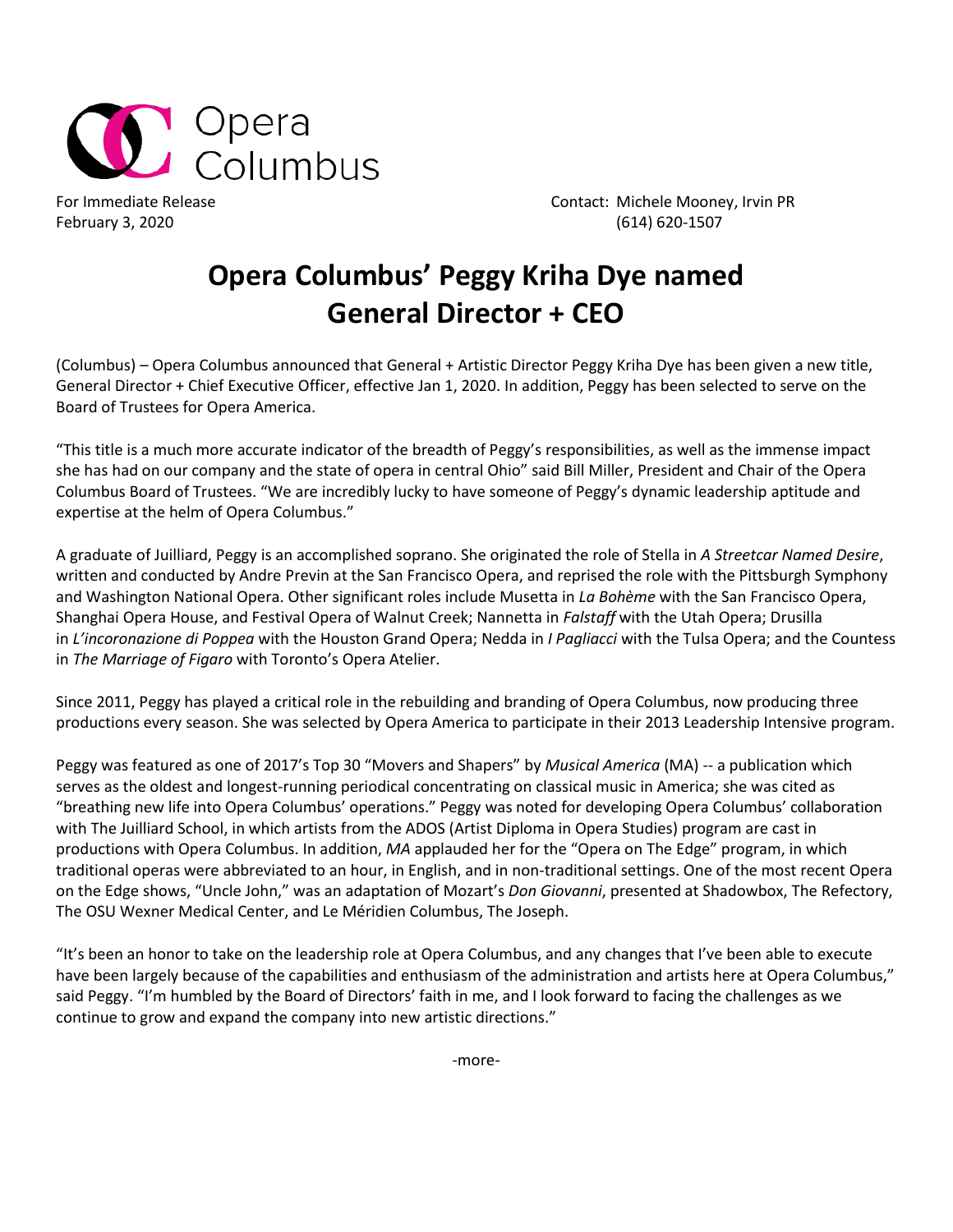Opera Columbus

For Immediate Release
February 3, 2020

Contact: Michele Mooney, Irvin PR
(614) 620-1507

# Opera Columbus' Peggy Kriha Dye named General Director + CEO

(Columbus) – Opera Columbus announced that General + Artistic Director Peggy Kriha Dye has been given a new title, General Director + Chief Executive Officer, effective Jan 1, 2020. In addition, Peggy has been selected to serve on the Board of Trustees for Opera America.

"This title is a much more accurate indicator of the breadth of Peggy's responsibilities, as well as the immense impact she has had on our company and the state of opera in central Ohio" said Bill Miller, President and Chair of the Opera Columbus Board of Trustees. "We are incredibly lucky to have someone of Peggy's dynamic leadership aptitude and expertise at the helm of Opera Columbus."

A graduate of Juilliard, Peggy is an accomplished soprano. She originated the role of Stella in *A Streetcar Named Desire*, written and conducted by Andre Previn at the San Francisco Opera, and reprised the role with the Pittsburgh Symphony and Washington National Opera. Other significant roles include Musetta in *La Bohème* with the San Francisco Opera, Shanghai Opera House, and Festival Opera of Walnut Creek; Nannetta in *Falstaff* with the Utah Opera; Drusilla in *L'incoronazione di Poppea* with the Houston Grand Opera; Nedda in *I Pagliacci* with the Tulsa Opera; and the Countess in *The Marriage of Figaro* with Toronto's Opera Atelier.

Since 2011, Peggy has played a critical role in the rebuilding and branding of Opera Columbus, now producing three productions every season. She was selected by Opera America to participate in their 2013 Leadership Intensive program.

Peggy was featured as one of 2017's Top 30 "Movers and Shapers" by *Musical America* (MA) -- a publication which serves as the oldest and longest-running periodical concentrating on classical music in America; she was cited as "breathing new life into Opera Columbus' operations." Peggy was noted for developing Opera Columbus' collaboration with The Juilliard School, in which artists from the ADOS (Artist Diploma in Opera Studies) program are cast in productions with Opera Columbus. In addition, *MA* applauded her for the "Opera on The Edge" program, in which traditional operas were abbreviated to an hour, in English, and in non-traditional settings. One of the most recent Opera on the Edge shows, "Uncle John," was an adaptation of Mozart's *Don Giovanni*, presented at Shadowbox, The Refectory, The OSU Wexner Medical Center, and Le Méridien Columbus, The Joseph.

"It's been an honor to take on the leadership role at Opera Columbus, and any changes that I've been able to execute have been largely because of the capabilities and enthusiasm of the administration and artists here at Opera Columbus," said Peggy. "I'm humbled by the Board of Directors' faith in me, and I look forward to facing the challenges as we continue to grow and expand the company into new artistic directions."

-more-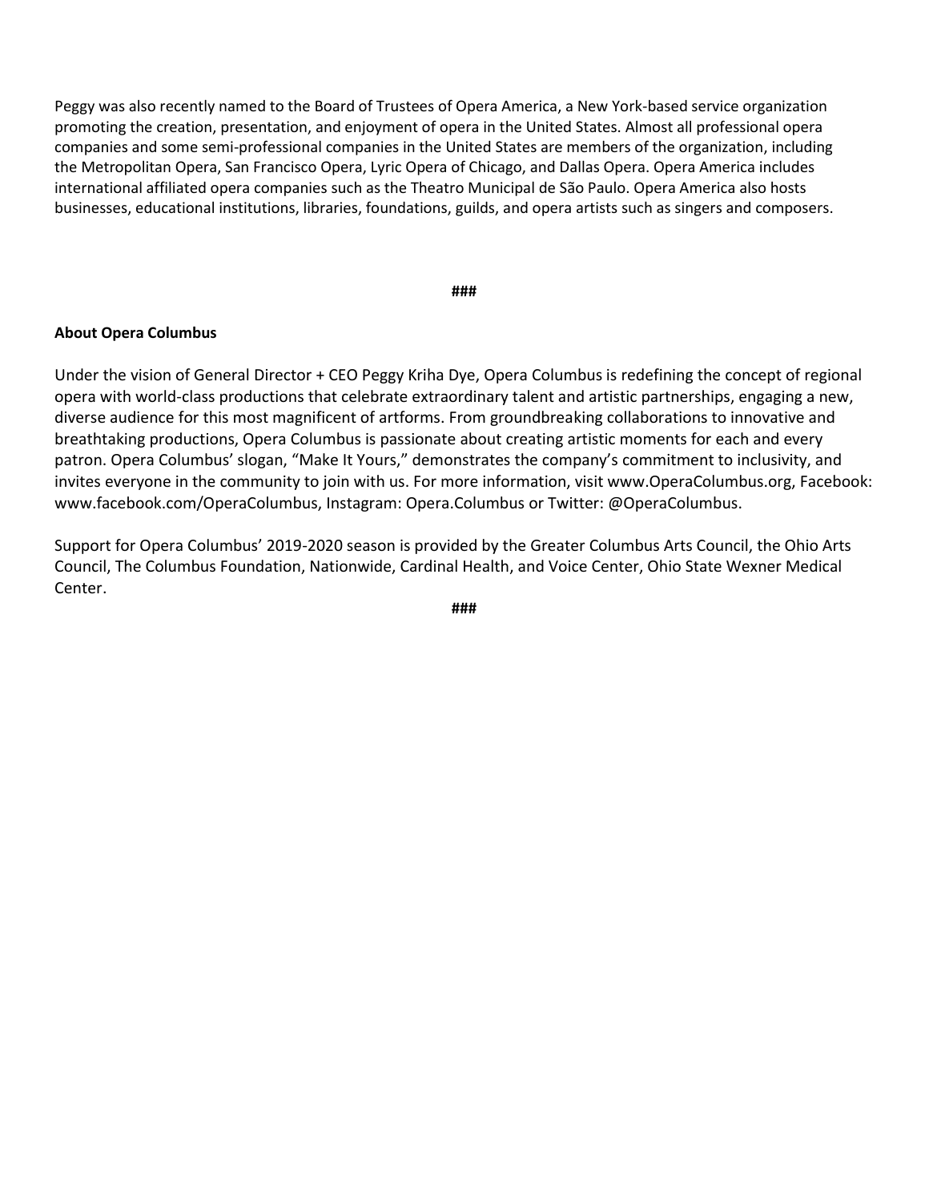Peggy was also recently named to the Board of Trustees of Opera America, a New York-based service organization promoting the creation, presentation, and enjoyment of opera in the United States. Almost all professional opera companies and some semi-professional companies in the United States are members of the organization, including the Metropolitan Opera, San Francisco Opera, Lyric Opera of Chicago, and Dallas Opera. Opera America includes international affiliated opera companies such as the Theatro Municipal de São Paulo. Opera America also hosts businesses, educational institutions, libraries, foundations, guilds, and opera artists such as singers and composers.

**###**

**About Opera Columbus**

Under the vision of General Director + CEO Peggy Kriha Dye, Opera Columbus is redefining the concept of regional opera with world-class productions that celebrate extraordinary talent and artistic partnerships, engaging a new, diverse audience for this most magnificent of artforms. From groundbreaking collaborations to innovative and breathtaking productions, Opera Columbus is passionate about creating artistic moments for each and every patron. Opera Columbus' slogan, "Make It Yours," demonstrates the company's commitment to inclusivity, and invites everyone in the community to join with us. For more information, visit www.OperaColumbus.org, Facebook: www.facebook.com/OperaColumbus, Instagram: Opera.Columbus or Twitter: @OperaColumbus.

Support for Opera Columbus' 2019-2020 season is provided by the Greater Columbus Arts Council, the Ohio Arts Council, The Columbus Foundation, Nationwide, Cardinal Health, and Voice Center, Ohio State Wexner Medical Center.

**###**